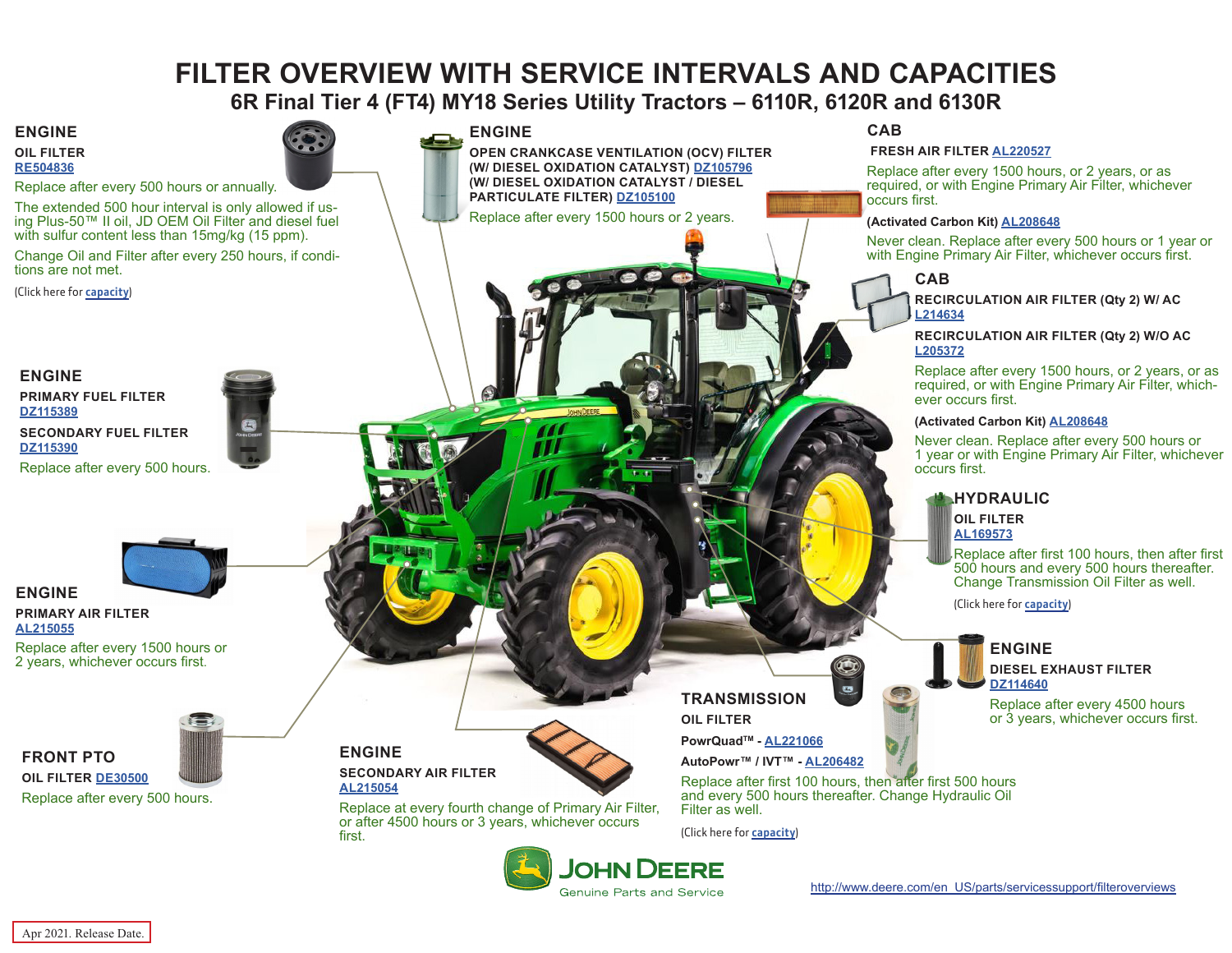# FILTER OVERVIEW WITH SERVICE INTERVALS AND CAPACITIES

## 6R Final Tier 4 (FT4) MY18 Series Utility Tractors – 6110R, 6120R and 6130R

### ENGINE

**OIL FILTER**
RE504836

Replace after every 500 hours or annually.

The extended 500 hour interval is only allowed if using Plus-50™ II oil, JD OEM Oil Filter and diesel fuel with sulfur content less than 15mg/kg (15 ppm).

Change Oil and Filter after every 250 hours, if conditions are not met.

(Click here for capacity)

### ENGINE

**OPEN CRANKCASE VENTILATION (OCV) FILTER**
**(W/ DIESEL OXIDATION CATALYST)** DZ105796
**(W/ DIESEL OXIDATION CATALYST / DIESEL PARTICULATE FILTER)** DZ105100

Replace after every 1500 hours or 2 years.

### CAB

**FRESH AIR FILTER** AL220527

Replace after every 1500 hours, or 2 years, or as required, or with Engine Primary Air Filter, whichever occurs first.

**(Activated Carbon Kit)** AL208648

Never clean. Replace after every 500 hours or 1 year or with Engine Primary Air Filter, whichever occurs first.

### CAB

**RECIRCULATION AIR FILTER (Qty 2) W/ AC**
L214634

**RECIRCULATION AIR FILTER (Qty 2) W/O AC**
L205372

Replace after every 1500 hours, or 2 years, or as required, or with Engine Primary Air Filter, whichever occurs first.

**(Activated Carbon Kit)** AL208648

Never clean. Replace after every 500 hours or 1 year or with Engine Primary Air Filter, whichever occurs first.

### ENGINE

**PRIMARY FUEL FILTER**
DZ115389

**SECONDARY FUEL FILTER**
DZ115390

Replace after every 500 hours.

### HYDRAULIC

**OIL FILTER**
AL169573

Replace after first 100 hours, then after first 500 hours and every 500 hours thereafter. Change Transmission Oil Filter as well.

(Click here for capacity)

### ENGINE

**PRIMARY AIR FILTER**
AL215055

Replace after every 1500 hours or 2 years, whichever occurs first.

### ENGINE

**DIESEL EXHAUST FILTER**
DZ114640

Replace after every 4500 hours or 3 years, whichever occurs first.

### TRANSMISSION

**OIL FILTER**

**PowrQuad™** - AL221066

**AutoPowr™ / IVT™** - AL206482

Replace after first 100 hours, then after first 500 hours and every 500 hours thereafter. Change Hydraulic Oil Filter as well.

(Click here for capacity)

### FRONT PTO

**OIL FILTER** DE30500

Replace after every 500 hours.

### ENGINE

**SECONDARY AIR FILTER**
AL215054

Replace at every fourth change of Primary Air Filter, or after 4500 hours or 3 years, whichever occurs first.

JOHN DEERE
Genuine Parts and Service

http://www.deere.com/en_US/parts/servicessupport/filteroverviews

Apr 2021. Release Date.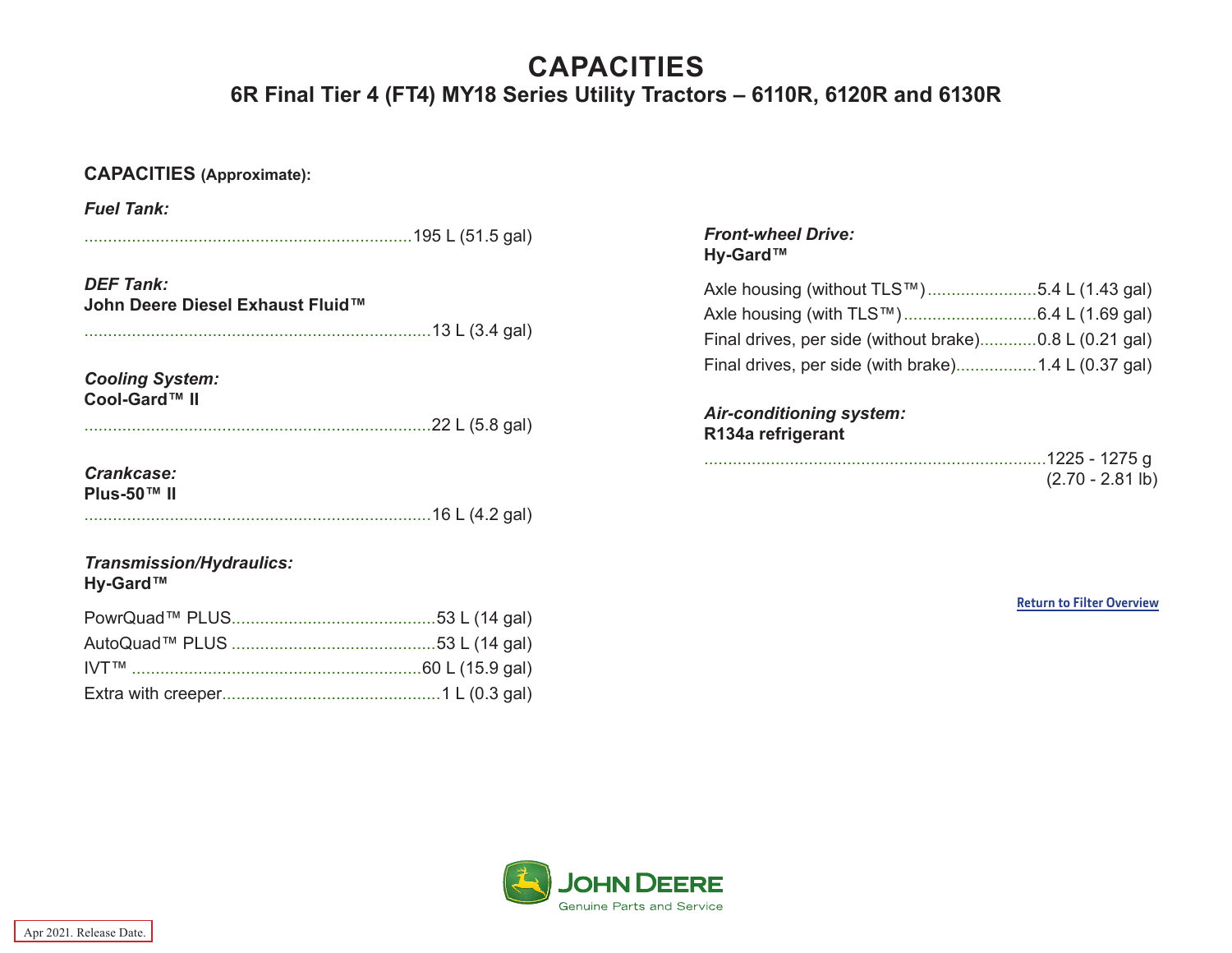# CAPACITIES

## 6R Final Tier 4 (FT4) MY18 Series Utility Tractors – 6110R, 6120R and 6130R

**CAPACITIES (Approximate):**

***Fuel Tank:***

..................................................................195 L (51.5 gal)

***DEF Tank:***
**John Deere Diesel Exhaust Fluid™**

..................................................................13 L (3.4 gal)

***Cooling System:***
**Cool-Gard™ II**

..................................................................22 L (5.8 gal)

***Crankcase:***
**Plus-50™ II**

..................................................................16 L (4.2 gal)

***Transmission/Hydraulics:***
**Hy-Gard™**

PowrQuad™ PLUS..........................................53 L (14 gal)
AutoQuad™ PLUS ..........................................53 L (14 gal)
IVT™ ..........................................................60 L (15.9 gal)
Extra with creeper..........................................1 L (0.3 gal)

***Front-wheel Drive:***
**Hy-Gard™**

Axle housing (without TLS™).......................5.4 L (1.43 gal)
Axle housing (with TLS™)............................6.4 L (1.69 gal)
Final drives, per side (without brake)...........0.8 L (0.21 gal)
Final drives, per side (with brake)................1.4 L (0.37 gal)

***Air-conditioning system:***
**R134a refrigerant**

..................................................................1225 - 1275 g (2.70 - 2.81 lb)

Return to Filter Overview

JOHN DEERE
Genuine Parts and Service

Apr 2021. Release Date.